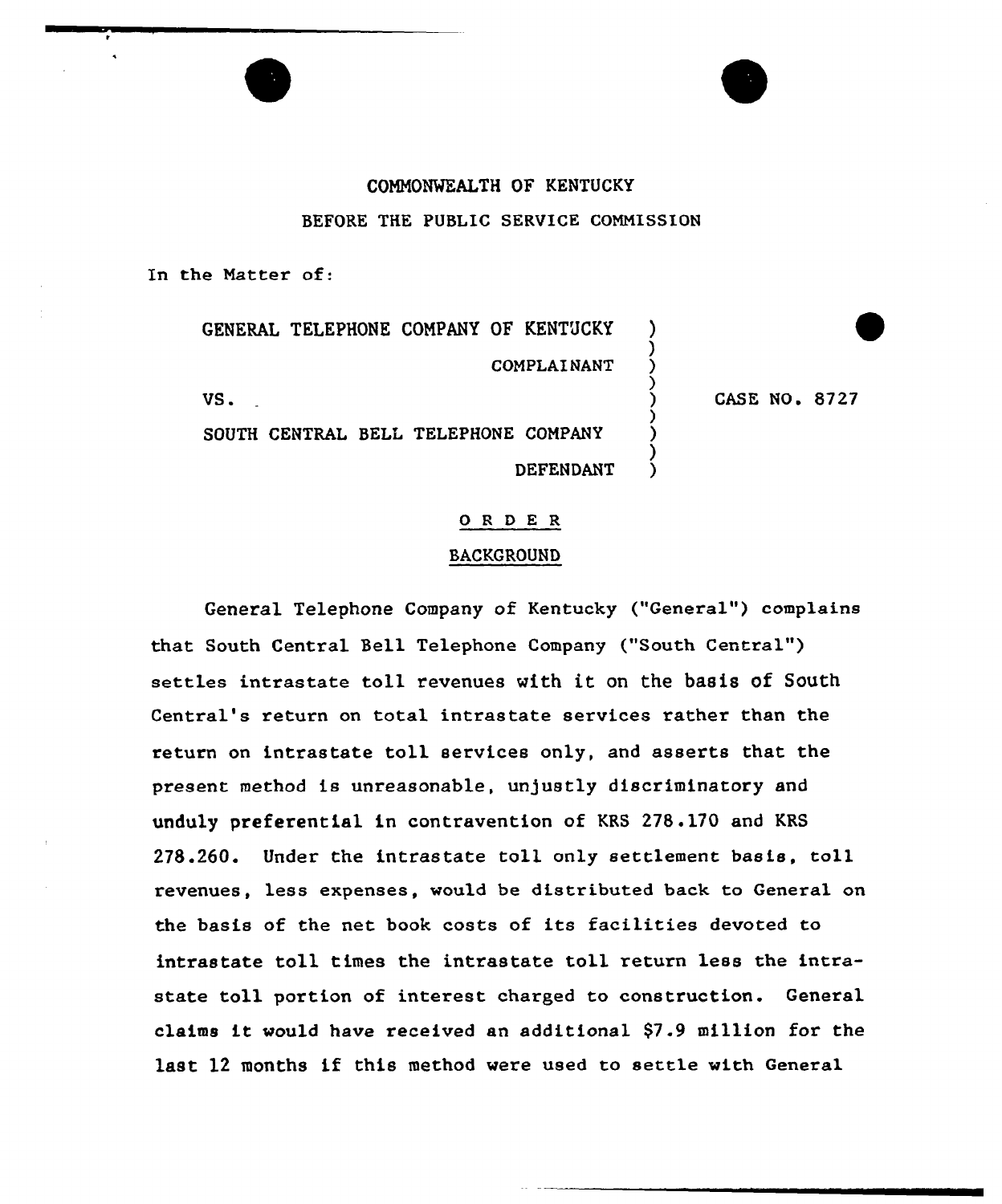COMMONWEALTH OF KENTUCKY

BEFORE THE PUBLIC SERVICE COMMISSION

In the Matter of:

GENERAL TELEPHONE COMPANY OF KENTUCKY )
COMPLAINANT )
VS. ) CASE NO. 8727
SOUTH CENTRAL BELL TELEPHONE COMPANY )
DEFENDANT )

O R D E R

BACKGROUND

General Telephone Company of Kentucky ("General") complains that South Central Bell Telephone Company ("South Central") settles intrastate toll revenues with it on the basis of South Central's return on total intrastate services rather than the return on intrastate toll services only, and asserts that the present method is unreasonable, unjustly discriminatory and unduly preferential in contravention of KRS 278.170 and KRS 278.260. Under the intrastate toll only settlement basis, toll revenues, less expenses, would be distributed back to General on the basis of the net book costs of its facilities devoted to intrastate toll times the intrastate toll return less the intrastate toll portion of interest charged to construction. General claims it would have received an additional $7.9 million for the last 12 months if this method were used to settle with General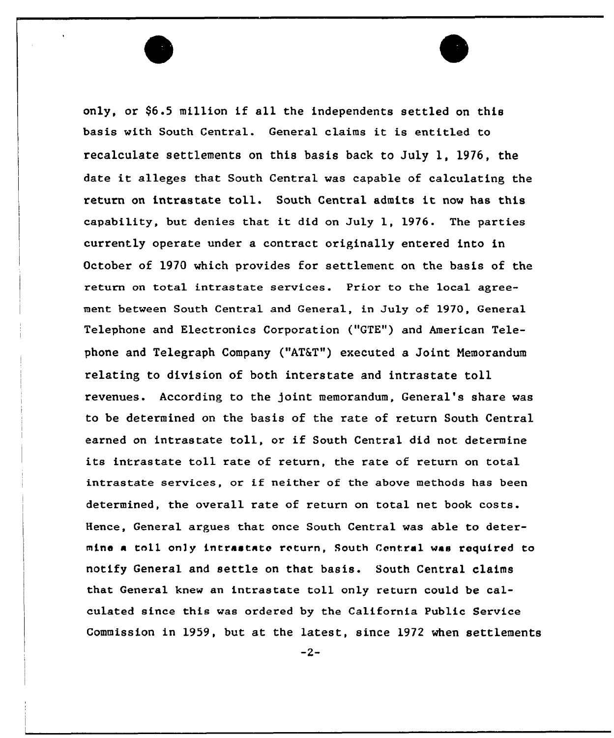only, or $6.5 million if all the independents settled on this basis with South Central. General claims it is entitled to recalculate settlements on this basis back to July 1, 1976, the date it alleges that South Central was capable of calculating the return on intrastate toll. South Central admits it now has this capability, but denies that it did on July 1, 1976. The parties currently operate under a contract originally entered into in October of 1970 which provides for settlement on the basis of the return on total intrastate services. Prior to the local agreement between South Central and General, in July of 1970, General Telephone and Electronics Corporation ("GTE") and American Telephone and Telegraph Company ("AT&T") executed a Joint Memorandum relating to division of both interstate and intrastate toll revenues. According to the joint memorandum, General's share was to be determined on the basis of the rate of return South Central earned on intrastate toll, or if South Central did not determine its intrastate toll rate of return, the rate of return on total intrastate services, or if neither of the above methods has been determined, the overall rate of return on total net book costs. Hence, General argues that once South Central was able to determine a toll only intrastate return, South Central was required to notify General and settle on that basis. South Central claims that General knew an intrastate toll only return could be calculated since this was ordered by the California Public Service Commission in 1959, but at the latest, since 1972 when settlements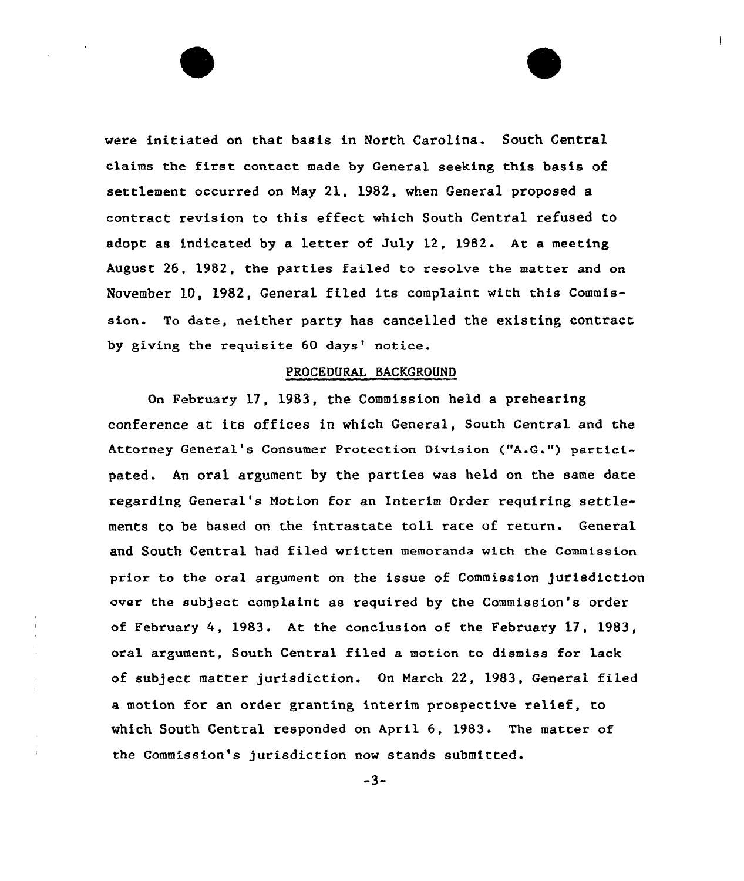were initiated on that basis in North Carolina. South Central claims the first contact made by General seeking this basis of settlement occurred on May 21, 1982, when General proposed a contract revision to this effect which South Central refused to adopt as indicated by a letter of July 12, 1982. At a meeting August 26, 1982, the parties failed to resolve the matter and on November 10, 1982, General filed its complaint with this Commission. To date, neither party has cancelled the existing contract by giving the requisite 60 days' notice.

## PROCEDURAL BACKGROUND

On February 17, 1983, the Commission held a prehearing conference at its offices in which General, South Central and the Attorney General's Consumer Protection Division ("A.G.") participated. An oral argument by the parties was held on the same date regarding General's Motion for an Interim Order requiring settlements to be based on the intrastate toll rate of return. General and South Central had filed written memoranda with the Commission prior to the oral argument on the issue of Commission jurisdiction over the subject complaint as required by the Commission's order of February 4, 1983. At the conclusion of the February 17, 1983, oral argument, South Central filed a motion to dismiss for lack of subject matter jurisdiction. On March 22, 1983, General filed a motion for an order granting interim prospective relief, to which South Central responded on April 6, 1983. The matter of the Commission's jurisdiction now stands submitted.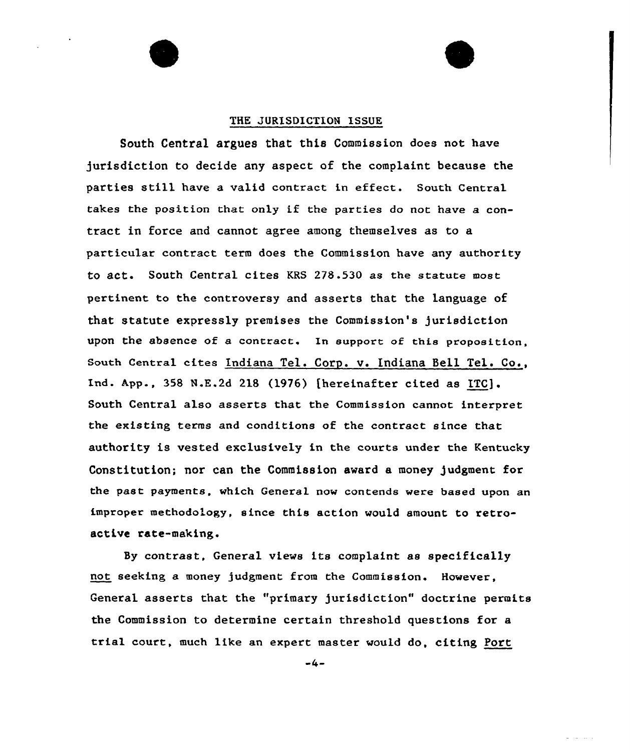## THE JURISDICTION ISSUE

South Central argues that this Commission does not have jurisdiction to decide any aspect of the complaint because the parties still have a valid contract in effect. South Central takes the position that only if the parties do not have a contract in force and cannot agree among themselves as to a particular contract term does the Commission have any authority to act. South Central cites KRS 278.530 as the statute most pertinent to the controversy and asserts that the language of that statute expressly premises the Commission's jurisdiction upon the absence of a contract. In support of this proposition, South Central cites Indiana Tel. Corp. v. Indiana Bell Tel. Co., Ind. App., 358 N.E.2d 218 (1976) [hereinafter cited as ITC]. South Central also asserts that the Commission cannot interpret the existing terms and conditions of the contract since that authority is vested exclusively in the courts under the Kentucky Constitution; nor can the Commission award a money judgment for the past payments, which General now contends were based upon an improper methodology, since this action would amount to retroactive rate-making.

By contrast, General views its complaint as specifically not seeking a money judgment from the Commission. However, General asserts that the "primary jurisdiction" doctrine permits the Commission to determine certain threshold questions for a trial court, much like an expert master would do, citing Port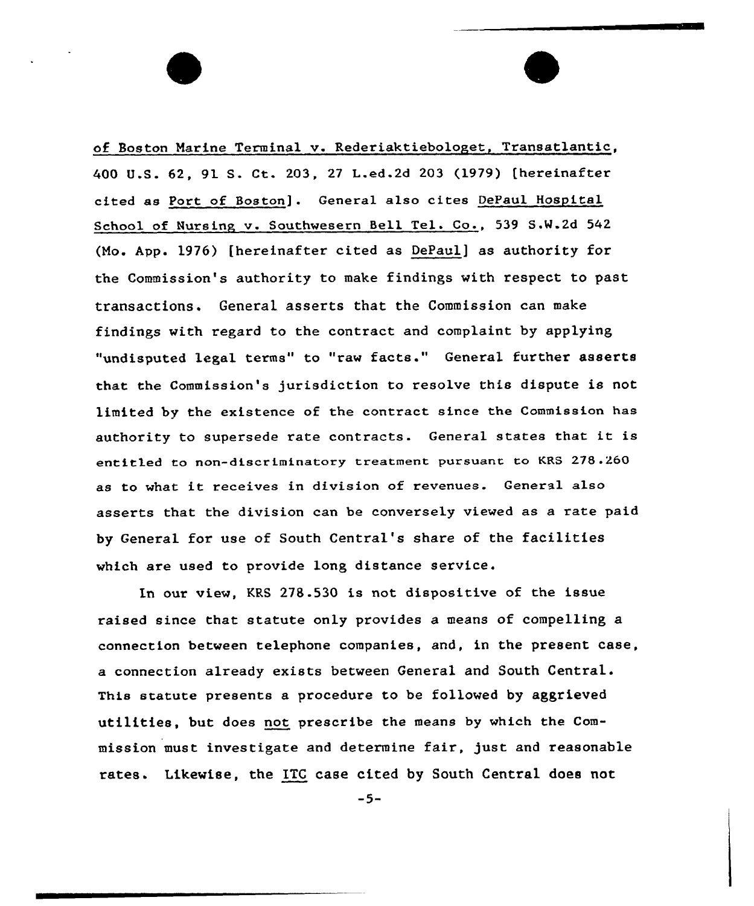of Boston Marine Terminal v. Rederiaktiebologet, Transatlantic, 400 U.S. 62, 91 S. Ct. 203, 27 L.ed.2d 203 (1979) [hereinafter cited as Port of Boston]. General also cites DePaul Hospital School of Nursing v. Southwesern Bell Tel. Co., 539 S.W.2d 542 (Mo. App. 1976) [hereinafter cited as DePaul] as authority for the Commission's authority to make findings with respect to past transactions. General asserts that the Commission can make findings with regard to the contract and complaint by applying "undisputed legal terms" to "raw facts." General further asserts that the Commission's jurisdiction to resolve this dispute is not limited by the existence of the contract since the Commission has authority to supersede rate contracts. General states that it is entitled to non-discriminatory treatment pursuant to KRS 278.260 as to what it receives in division of revenues. General also asserts that the division can be conversely viewed as a rate paid by General for use of South Central's share of the facilities which are used to provide long distance service.

In our view, KRS 278.530 is not dispositive of the issue raised since that statute only provides a means of compelling a connection between telephone companies, and, in the present case, a connection already exists between General and South Central. This statute presents a procedure to be followed by aggrieved utilities, but does not prescribe the means by which the Commission must investigate and determine fair, just and reasonable rates. Likewise, the ITC case cited by South Central does not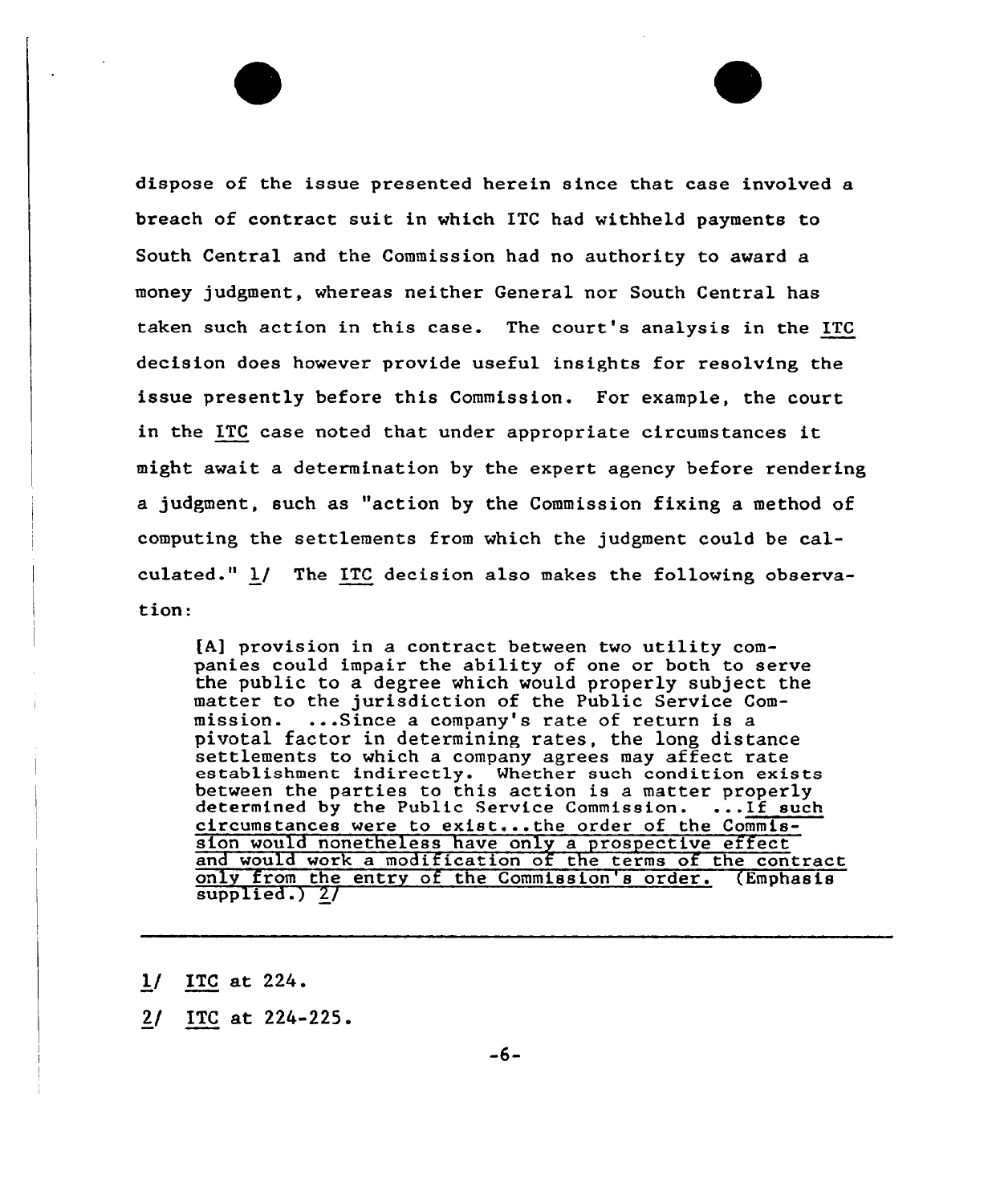dispose of the issue presented herein since that case involved a breach of contract suit in which ITC had withheld payments to South Central and the Commission had no authority to award a money judgment, whereas neither General nor South Central has taken such action in this case. The court's analysis in the ITC decision does however provide useful insights for resolving the issue presently before this Commission. For example, the court in the ITC case noted that under appropriate circumstances it might await a determination by the expert agency before rendering a judgment, such as "action by the Commission fixing a method of computing the settlements from which the judgment could be calculated." 1/ The ITC decision also makes the following observation:

> [A] provision in a contract between two utility companies could impair the ability of one or both to serve the public to a degree which would properly subject the matter to the jurisdiction of the Public Service Commission. ...Since a company's rate of return is a pivotal factor in determining rates, the long distance settlements to which a company agrees may affect rate establishment indirectly. Whether such condition exists between the parties to this action is a matter properly determined by the Public Service Commission. ...<u>If such circumstances were to exist...the order of the Commission would nonetheless have only a prospective effect and would work a modification of the terms of the contract only from the entry of the Commission's order.</u> (Emphasis supplied.) 2/

---

1/ ITC at 224.

2/ ITC at 224-225.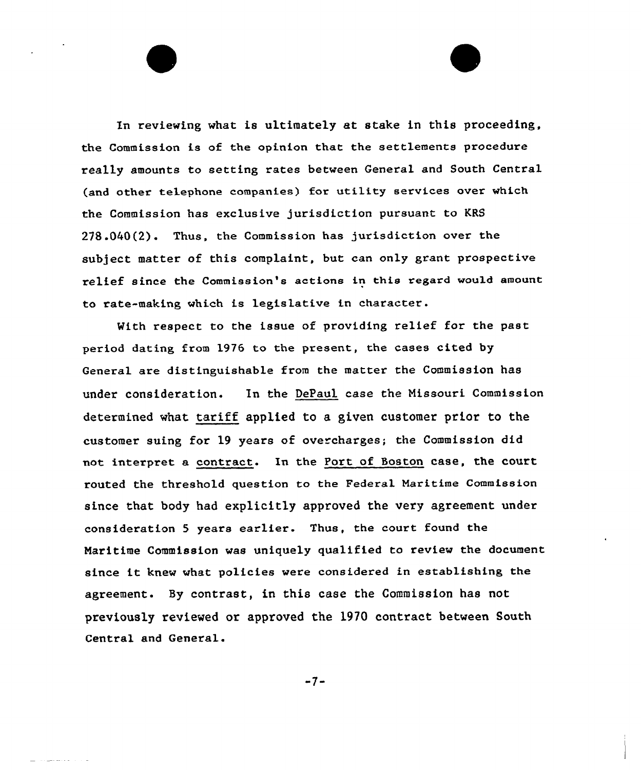In reviewing what is ultimately at stake in this proceeding, the Commission is of the opinion that the settlements procedure really amounts to setting rates between General and South Central (and other telephone companies) for utility services over which the Commission has exclusive jurisdiction pursuant to KRS 278.040(2). Thus, the Commission has jurisdiction over the subject matter of this complaint, but can only grant prospective relief since the Commission's actions in this regard would amount to rate-making which is legislative in character.

With respect to the issue of providing relief for the past period dating from 1976 to the present, the cases cited by General are distinguishable from the matter the Commission has under consideration. In the DePaul case the Missouri Commission determined what tariff applied to a given customer prior to the customer suing for 19 years of overcharges; the Commission did not interpret a contract. In the Port of Boston case, the court routed the threshold question to the Federal Maritime Commission since that body had explicitly approved the very agreement under consideration 5 years earlier. Thus, the court found the Maritime Commission was uniquely qualified to review the document since it knew what policies were considered in establishing the agreement. By contrast, in this case the Commission has not previously reviewed or approved the 1970 contract between South Central and General.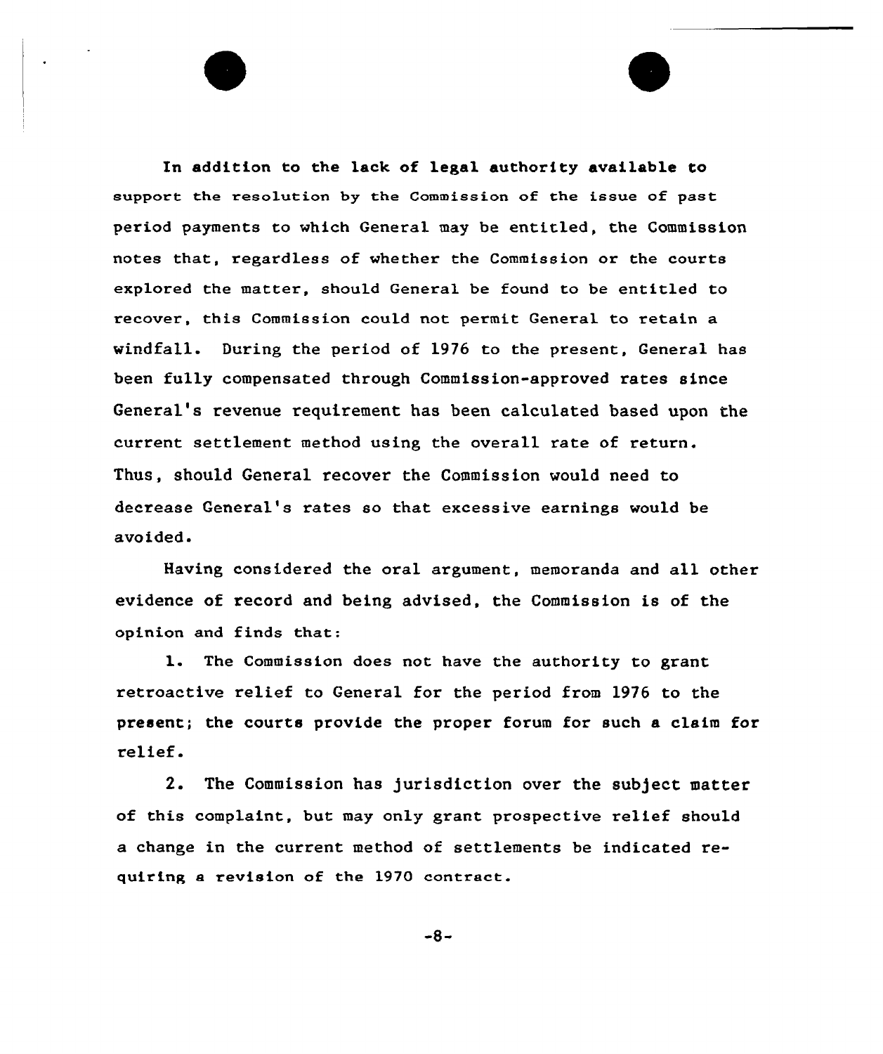In addition to the lack of legal authority available to support the resolution by the Commission of the issue of past period payments to which General may be entitled, the Commission notes that, regardless of whether the Commission or the courts explored the matter, should General be found to be entitled to recover, this Commission could not permit General to retain a windfall. During the period of 1976 to the present, General has been fully compensated through Commission-approved rates since General's revenue requirement has been calculated based upon the current settlement method using the overall rate of return. Thus, should General recover the Commission would need to decrease General's rates so that excessive earnings would be avoided.

Having considered the oral argument, memoranda and all other evidence of record and being advised, the Commission is of the opinion and finds that:

1. The Commission does not have the authority to grant retroactive relief to General for the period from 1976 to the present; the courts provide the proper forum for such a claim for relief.

2. The Commission has jurisdiction over the subject matter of this complaint, but may only grant prospective relief should a change in the current method of settlements be indicated requiring a revision of the 1970 contract.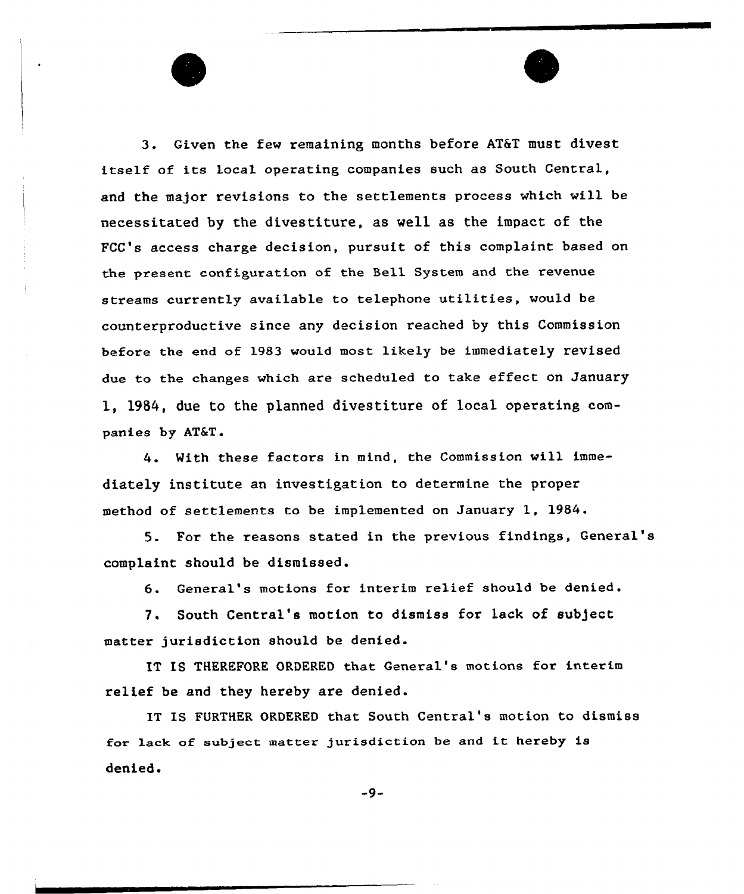3. Given the few remaining months before AT&T must divest itself of its local operating companies such as South Central, and the major revisions to the settlements process which will be necessitated by the divestiture, as well as the impact of the FCC's access charge decision, pursuit of this complaint based on the present configuration of the Bell System and the revenue streams currently available to telephone utilities, would be counterproductive since any decision reached by this Commission before the end of 1983 would most likely be immediately revised due to the changes which are scheduled to take effect on January 1, 1984, due to the planned divestiture of local operating companies by AT&T.

4. With these factors in mind, the Commission will immediately institute an investigation to determine the proper method of settlements to be implemented on January 1, 1984.

5. For the reasons stated in the previous findings, General's complaint should be dismissed.

6. General's motions for interim relief should be denied.

7. South Central's motion to dismiss for lack of subject matter jurisdiction should be denied.

IT IS THEREFORE ORDERED that General's motions for interim relief be and they hereby are denied.

IT IS FURTHER ORDERED that South Central's motion to dismiss for lack of subject matter jurisdiction be and it hereby is denied.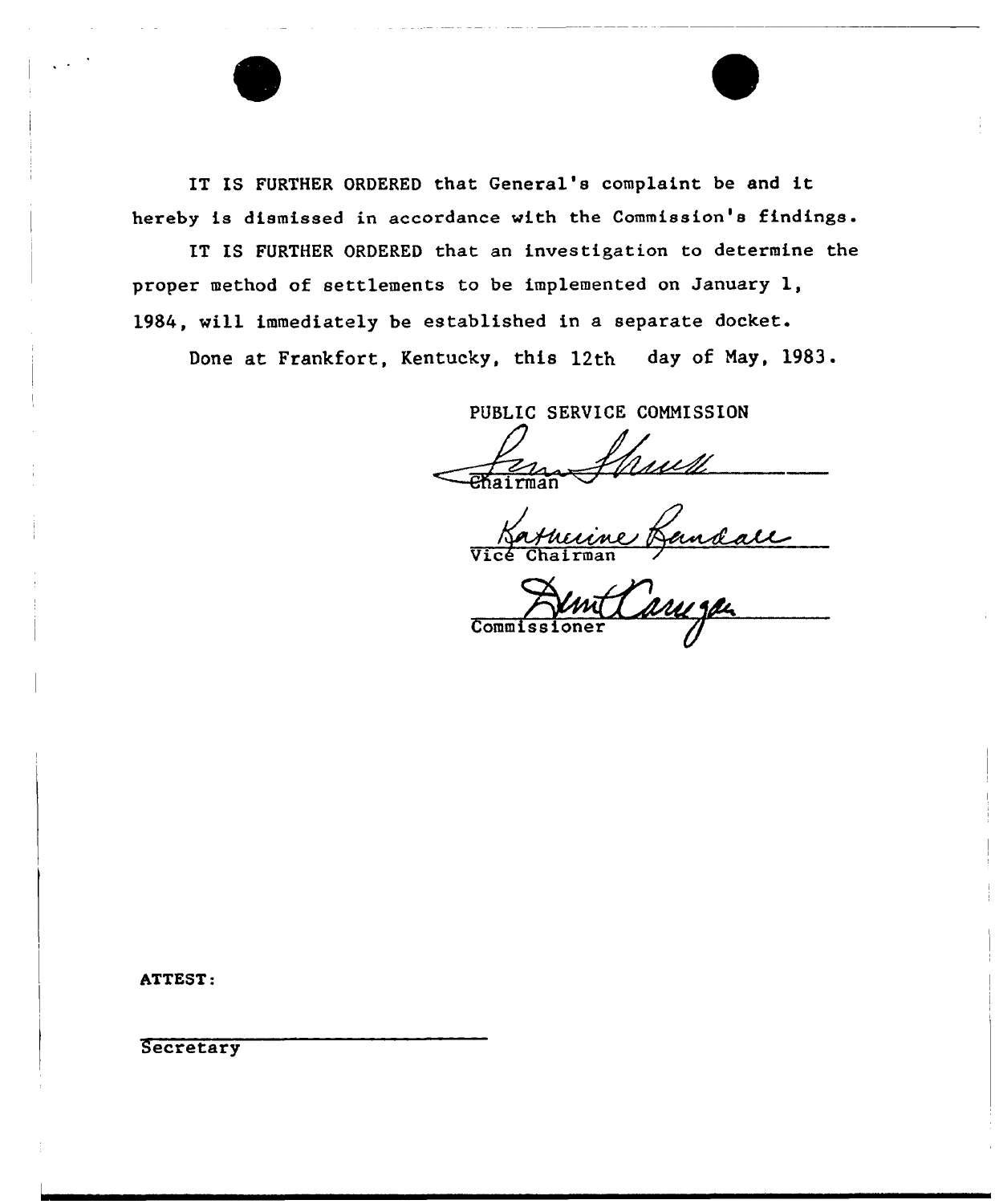IT IS FURTHER ORDERED that General's complaint be and it hereby is dismissed in accordance with the Commission's findings.

IT IS FURTHER ORDERED that an investigation to determine the proper method of settlements to be implemented on January 1, 1984, will immediately be established in a separate docket.

Done at Frankfort, Kentucky, this 12th day of May, 1983.

PUBLIC SERVICE COMMISSION

Chairman

Vice Chairman

Commissioner

ATTEST:

Secretary